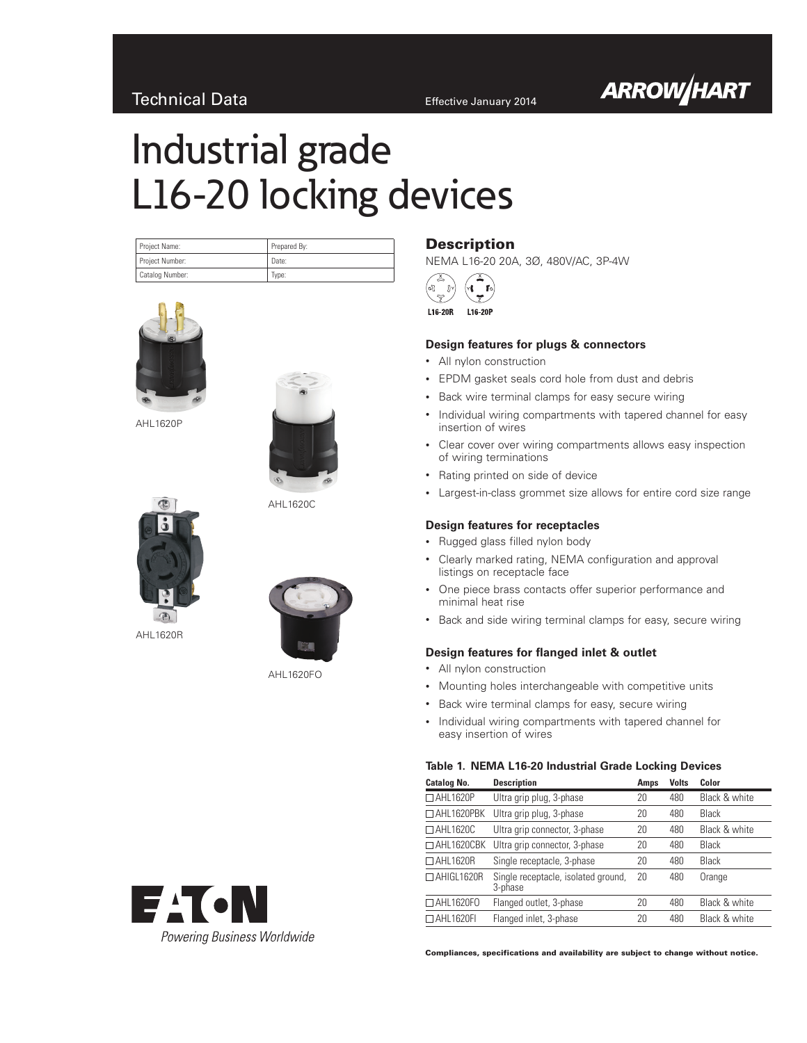Technical Data

Effective January 2014

# Industrial grade L16-20 locking devices

| Project Name: | Prepared By: |
| --- | --- |
| Project Number: | Date: |
| Catalog Number: | Type: |

AHL1620P

AHL1620C

AHL1620R

AHL1620FO

## Description

NEMA L16-20 20A, 3Ø, 480V/AC, 3P-4W

L16-20R L16-20P

### Design features for plugs & connectors

- All nylon construction
- EPDM gasket seals cord hole from dust and debris
- Back wire terminal clamps for easy secure wiring
- Individual wiring compartments with tapered channel for easy insertion of wires
- Clear cover over wiring compartments allows easy inspection of wiring terminations
- Rating printed on side of device
- Largest-in-class grommet size allows for entire cord size range

### Design features for receptacles

- Rugged glass filled nylon body
- Clearly marked rating, NEMA configuration and approval listings on receptacle face
- One piece brass contacts offer superior performance and minimal heat rise
- Back and side wiring terminal clamps for easy, secure wiring

### Design features for flanged inlet & outlet

- All nylon construction
- Mounting holes interchangeable with competitive units
- Back wire terminal clamps for easy, secure wiring
- Individual wiring compartments with tapered channel for easy insertion of wires

**Table 1. NEMA L16-20 Industrial Grade Locking Devices**

| Catalog No. | Description | Amps | Volts | Color |
| --- | --- | --- | --- | --- |
| ☐ AHL1620P | Ultra grip plug, 3-phase | 20 | 480 | Black & white |
| ☐ AHL1620PBK | Ultra grip plug, 3-phase | 20 | 480 | Black |
| ☐ AHL1620C | Ultra grip connector, 3-phase | 20 | 480 | Black & white |
| ☐ AHL1620CBK | Ultra grip connector, 3-phase | 20 | 480 | Black |
| ☐ AHL1620R | Single receptacle, 3-phase | 20 | 480 | Black |
| ☐ AHIGL1620R | Single receptacle, isolated ground, 3-phase | 20 | 480 | Orange |
| ☐ AHL1620FO | Flanged outlet, 3-phase | 20 | 480 | Black & white |
| ☐ AHL1620FI | Flanged inlet, 3-phase | 20 | 480 | Black & white |

**Compliances, specifications and availability are subject to change without notice.**

*Powering Business Worldwide*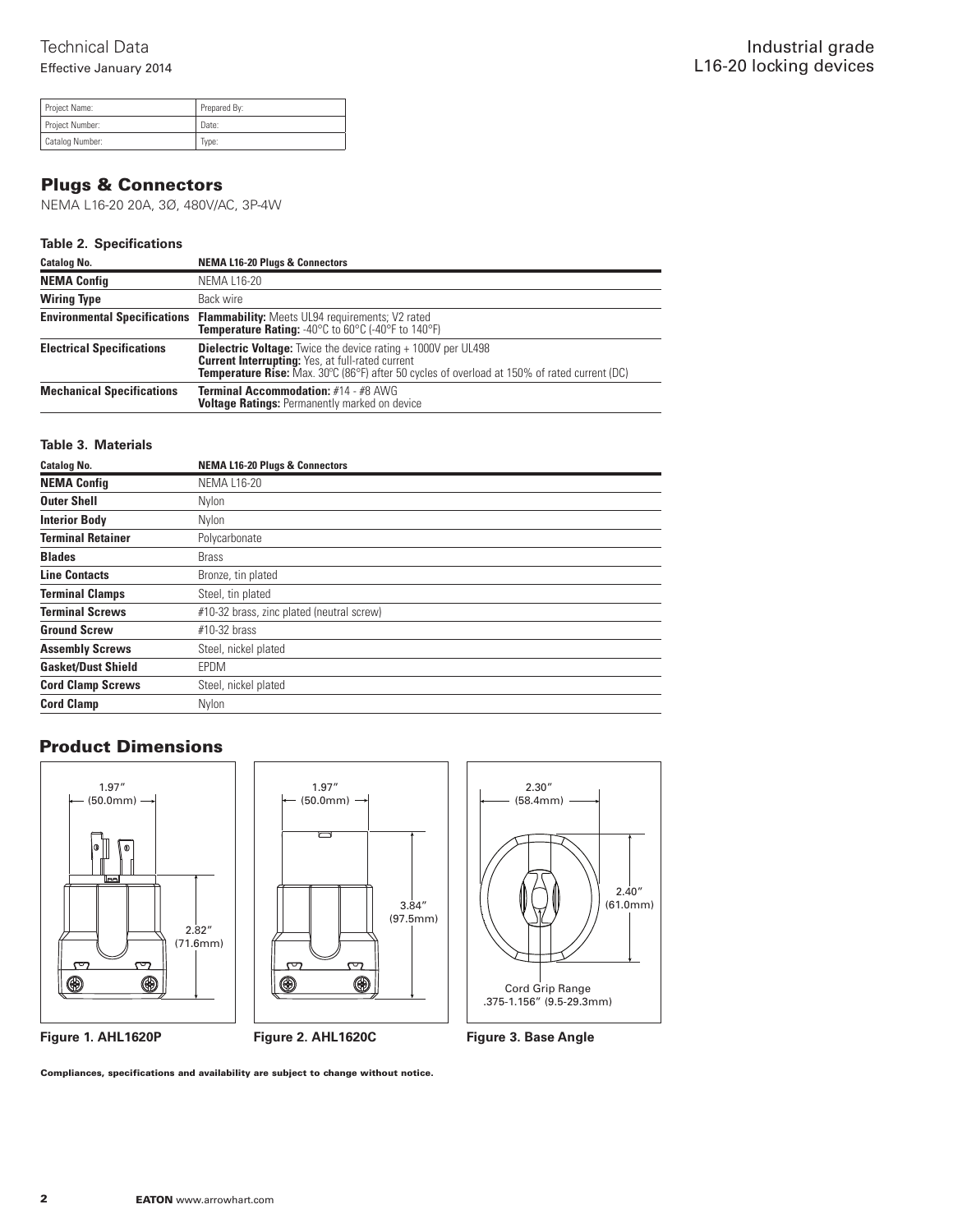Technical Data
Effective January 2014

Industrial grade
L16-20 locking devices

| Project Name: | Prepared By: |
|---|---|
| Project Number: | Date: |
| Catalog Number: | Type: |

## Plugs & Connectors

NEMA L16-20 20A, 3Ø, 480V/AC, 3P-4W

### Table 2. Specifications

| Catalog No. | NEMA L16-20 Plugs & Connectors |
|---|---|
| **NEMA Config** | NEMA L16-20 |
| **Wiring Type** | Back wire |
| **Environmental Specifications** | **Flammability:** Meets UL94 requirements; V2 rated<br>**Temperature Rating:** -40°C to 60°C (-40°F to 140°F) |
| **Electrical Specifications** | **Dielectric Voltage:** Twice the device rating + 1000V per UL498<br>**Current Interrupting:** Yes, at full-rated current<br>**Temperature Rise:** Max. 30°C (86°F) after 50 cycles of overload at 150% of rated current (DC) |
| **Mechanical Specifications** | **Terminal Accommodation:** #14 - #8 AWG<br>**Voltage Ratings:** Permanently marked on device |

### Table 3. Materials

| Catalog No. | NEMA L16-20 Plugs & Connectors |
|---|---|
| **NEMA Config** | NEMA L16-20 |
| **Outer Shell** | Nylon |
| **Interior Body** | Nylon |
| **Terminal Retainer** | Polycarbonate |
| **Blades** | Brass |
| **Line Contacts** | Bronze, tin plated |
| **Terminal Clamps** | Steel, tin plated |
| **Terminal Screws** | #10-32 brass, zinc plated (neutral screw) |
| **Ground Screw** | #10-32 brass |
| **Assembly Screws** | Steel, nickel plated |
| **Gasket/Dust Shield** | EPDM |
| **Cord Clamp Screws** | Steel, nickel plated |
| **Cord Clamp** | Nylon |

## Product Dimensions

1.97″ (50.0mm)
2.82″ (71.6mm)

**Figure 1. AHL1620P**

1.97″ (50.0mm)
3.84″ (97.5mm)

**Figure 2. AHL1620C**

2.30″ (58.4mm)
2.40″ (61.0mm)
Cord Grip Range .375-1.156″ (9.5-29.3mm)

**Figure 3. Base Angle**

**Compliances, specifications and availability are subject to change without notice.**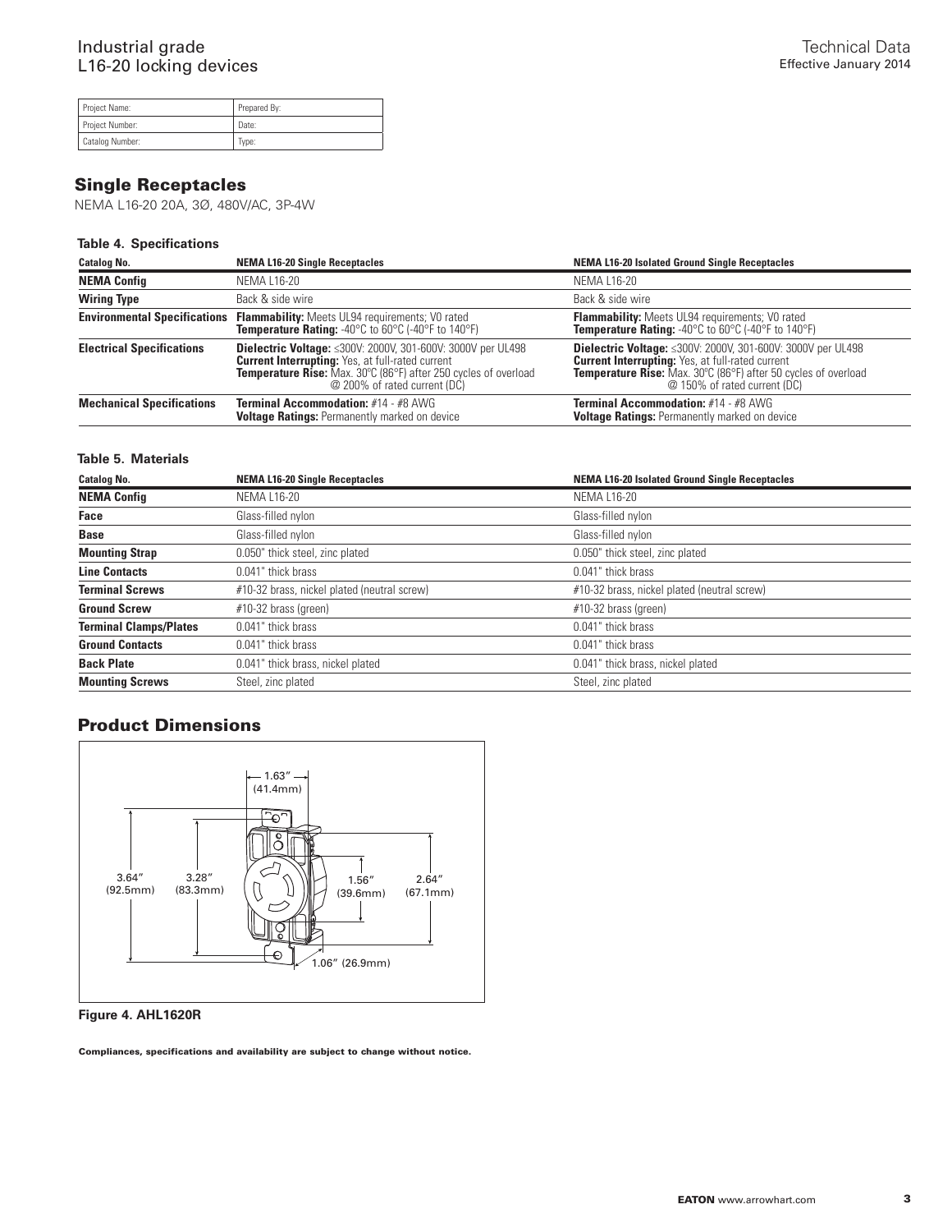Industrial grade
L16-20 locking devices

Technical Data
Effective January 2014

| Project Name: | Prepared By: |
| --- | --- |
| Project Number: | Date: |
| Catalog Number: | Type: |

## Single Receptacles

NEMA L16-20 20A, 3Ø, 480V/AC, 3P-4W

**Table 4. Specifications**

| Catalog No. | NEMA L16-20 Single Receptacles | NEMA L16-20 Isolated Ground Single Receptacles |
| --- | --- | --- |
| **NEMA Config** | NEMA L16-20 | NEMA L16-20 |
| **Wiring Type** | Back & side wire | Back & side wire |
| **Environmental Specifications** | **Flammability:** Meets UL94 requirements; V0 rated<br>**Temperature Rating:** -40°C to 60°C (-40°F to 140°F) | **Flammability:** Meets UL94 requirements; V0 rated<br>**Temperature Rating:** -40°C to 60°C (-40°F to 140°F) |
| **Electrical Specifications** | **Dielectric Voltage:** ≤300V: 2000V, 301-600V: 3000V per UL498<br>**Current Interrupting:** Yes, at full-rated current<br>**Temperature Rise:** Max. 30°C (86°F) after 250 cycles of overload @ 200% of rated current (DC) | **Dielectric Voltage:** ≤300V: 2000V, 301-600V: 3000V per UL498<br>**Current Interrupting:** Yes, at full-rated current<br>**Temperature Rise:** Max. 30°C (86°F) after 50 cycles of overload @ 150% of rated current (DC) |
| **Mechanical Specifications** | **Terminal Accommodation:** #14 - #8 AWG<br>**Voltage Ratings:** Permanently marked on device | **Terminal Accommodation:** #14 - #8 AWG<br>**Voltage Ratings:** Permanently marked on device |

**Table 5. Materials**

| Catalog No. | NEMA L16-20 Single Receptacles | NEMA L16-20 Isolated Ground Single Receptacles |
| --- | --- | --- |
| **NEMA Config** | NEMA L16-20 | NEMA L16-20 |
| **Face** | Glass-filled nylon | Glass-filled nylon |
| **Base** | Glass-filled nylon | Glass-filled nylon |
| **Mounting Strap** | 0.050" thick steel, zinc plated | 0.050" thick steel, zinc plated |
| **Line Contacts** | 0.041" thick brass | 0.041" thick brass |
| **Terminal Screws** | #10-32 brass, nickel plated (neutral screw) | #10-32 brass, nickel plated (neutral screw) |
| **Ground Screw** | #10-32 brass (green) | #10-32 brass (green) |
| **Terminal Clamps/Plates** | 0.041" thick brass | 0.041" thick brass |
| **Ground Contacts** | 0.041" thick brass | 0.041" thick brass |
| **Back Plate** | 0.041" thick brass, nickel plated | 0.041" thick brass, nickel plated |
| **Mounting Screws** | Steel, zinc plated | Steel, zinc plated |

## Product Dimensions

1.63″ (41.4mm)
3.64″ (92.5mm)
3.28″ (83.3mm)
1.56″ (39.6mm)
2.64″ (67.1mm)
1.06″ (26.9mm)

**Figure 4. AHL1620R**

**Compliances, specifications and availability are subject to change without notice.**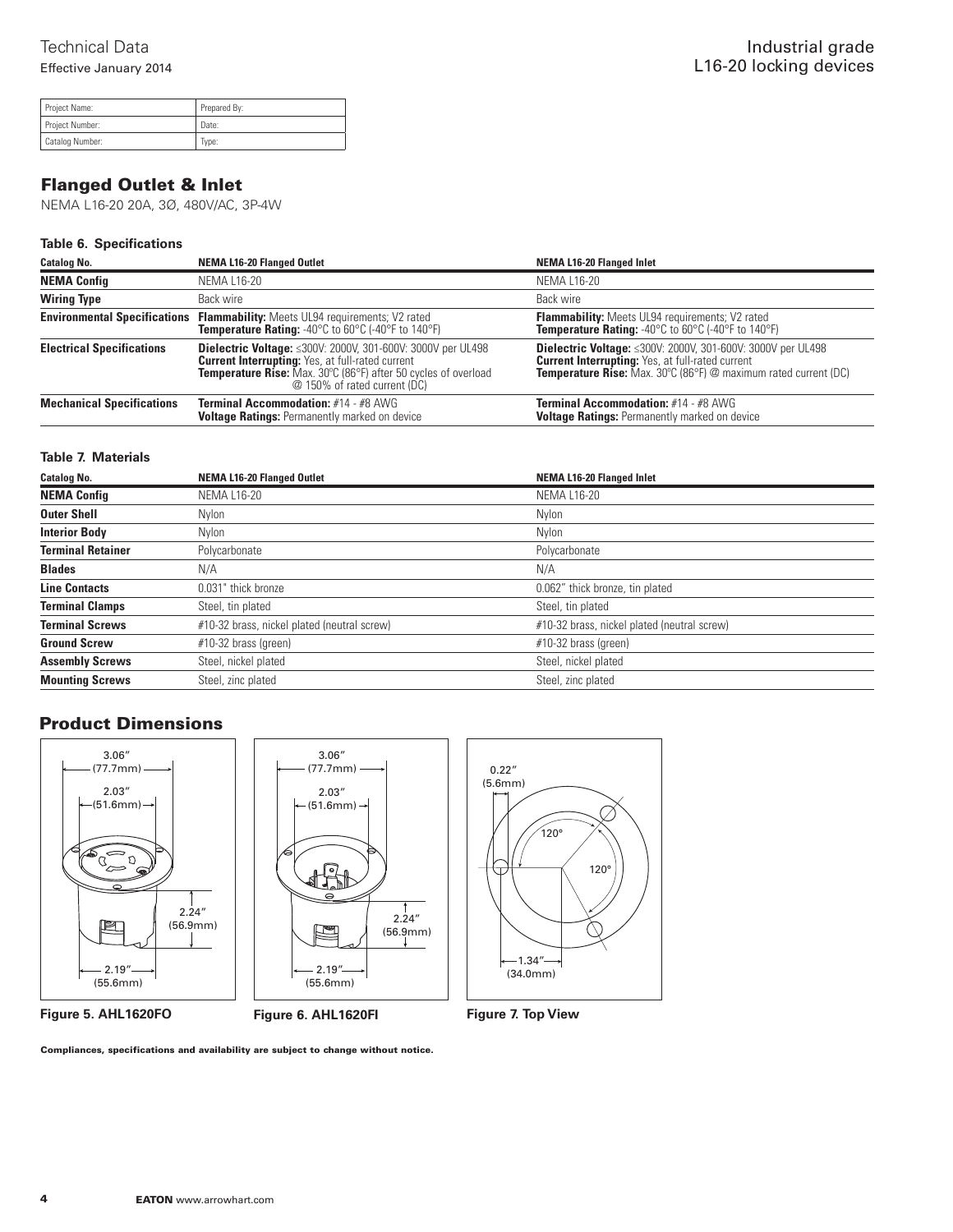| Project Name: | Prepared By: |
|---|---|
| Project Number: | Date: |
| Catalog Number: | Type: |

## Flanged Outlet & Inlet

NEMA L16-20 20A, 3Ø, 480V/AC, 3P-4W

**Table 6. Specifications**

| Catalog No. | NEMA L16-20 Flanged Outlet | NEMA L16-20 Flanged Inlet |
|---|---|---|
| **NEMA Config** | NEMA L16-20 | NEMA L16-20 |
| **Wiring Type** | Back wire | Back wire |
| **Environmental Specifications** | **Flammability:** Meets UL94 requirements; V2 rated<br>**Temperature Rating:** -40°C to 60°C (-40°F to 140°F) | **Flammability:** Meets UL94 requirements; V2 rated<br>**Temperature Rating:** -40°C to 60°C (-40°F to 140°F) |
| **Electrical Specifications** | **Dielectric Voltage:** ≤300V: 2000V, 301-600V: 3000V per UL498<br>**Current Interrupting:** Yes, at full-rated current<br>**Temperature Rise:** Max. 30°C (86°F) after 50 cycles of overload @ 150% of rated current (DC) | **Dielectric Voltage:** ≤300V: 2000V, 301-600V: 3000V per UL498<br>**Current Interrupting:** Yes, at full-rated current<br>**Temperature Rise:** Max. 30°C (86°F) @ maximum rated current (DC) |
| **Mechanical Specifications** | **Terminal Accommodation:** #14 - #8 AWG<br>**Voltage Ratings:** Permanently marked on device | **Terminal Accommodation:** #14 - #8 AWG<br>**Voltage Ratings:** Permanently marked on device |

**Table 7. Materials**

| Catalog No. | NEMA L16-20 Flanged Outlet | NEMA L16-20 Flanged Inlet |
|---|---|---|
| **NEMA Config** | NEMA L16-20 | NEMA L16-20 |
| **Outer Shell** | Nylon | Nylon |
| **Interior Body** | Nylon | Nylon |
| **Terminal Retainer** | Polycarbonate | Polycarbonate |
| **Blades** | N/A | N/A |
| **Line Contacts** | 0.031" thick bronze | 0.062" thick bronze, tin plated |
| **Terminal Clamps** | Steel, tin plated | Steel, tin plated |
| **Terminal Screws** | #10-32 brass, nickel plated (neutral screw) | #10-32 brass, nickel plated (neutral screw) |
| **Ground Screw** | #10-32 brass (green) | #10-32 brass (green) |
| **Assembly Screws** | Steel, nickel plated | Steel, nickel plated |
| **Mounting Screws** | Steel, zinc plated | Steel, zinc plated |

## Product Dimensions

3.06" (77.7mm)
2.03" (51.6mm)
2.24" (56.9mm)
2.19" (55.6mm)

**Figure 5. AHL1620FO**

3.06" (77.7mm)
2.03" (51.6mm)
2.24" (56.9mm)
2.19" (55.6mm)

**Figure 6. AHL1620FI**

0.22" (5.6mm)
120°
120°
1.34" (34.0mm)

**Figure 7. Top View**

**Compliances, specifications and availability are subject to change without notice.**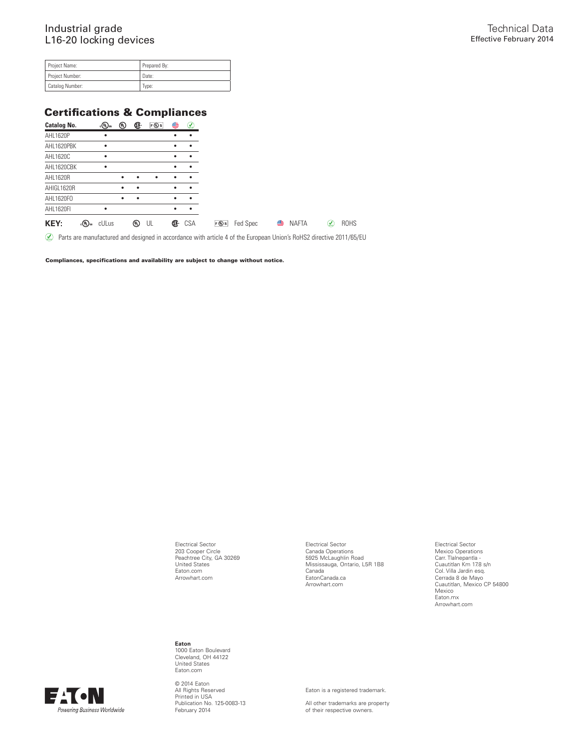| Project Name: | Prepared By: |
|---|---|
| Project Number: | Date: |
| Catalog Number: | Type: |

## Certifications & Compliances

| Catalog No. | cULus | UL | CSA | Fed Spec | NAFTA | ROHS |
|---|---|---|---|---|---|---|
| AHL1620P | • | | | | • | • |
| AHL1620PBK | • | | | | • | • |
| AHL1620C | • | | | | • | • |
| AHL1620CBK | • | | | | • | • |
| AHL1620R | | • | • | • | • | • |
| AHIGL1620R | | • | • | | • | • |
| AHL1620FO | | • | • | | • | • |
| AHL1620FI | • | | | | • | • |

**KEY:** cULus — cULus; UL — UL; CSA — CSA; Fed Spec — Fed Spec; NAFTA — NAFTA; ROHS — ROHS

Parts are manufactured and designed in accordance with article 4 of the European Union's RoHS2 directive 2011/65/EU

**Compliances, specifications and availability are subject to change without notice.**

Electrical Sector
203 Cooper Circle
Peachtree City, GA 30269
United States
Eaton.com
Arrowhart.com

Electrical Sector
Canada Operations
5925 McLaughlin Road
Mississauga, Ontario, L5R 1B8
Canada
EatonCanada.ca
Arrowhart.com

Electrical Sector
Mexico Operations
Carr. Tlalnepantla -
Cuautitlan Km 17.8 s/n
Col. Villa Jardin esq.
Cerrada 8 de Mayo
Cuautitlan, Mexico CP 54800
Mexico
Eaton.mx
Arrowhart.com

**Eaton**
1000 Eaton Boulevard
Cleveland, OH 44122
United States
Eaton.com

© 2014 Eaton
All Rights Reserved
Printed in USA
Publication No. 125-0083-13
February 2014

Eaton is a registered trademark.

All other trademarks are property of their respective owners.

EATON
Powering Business Worldwide